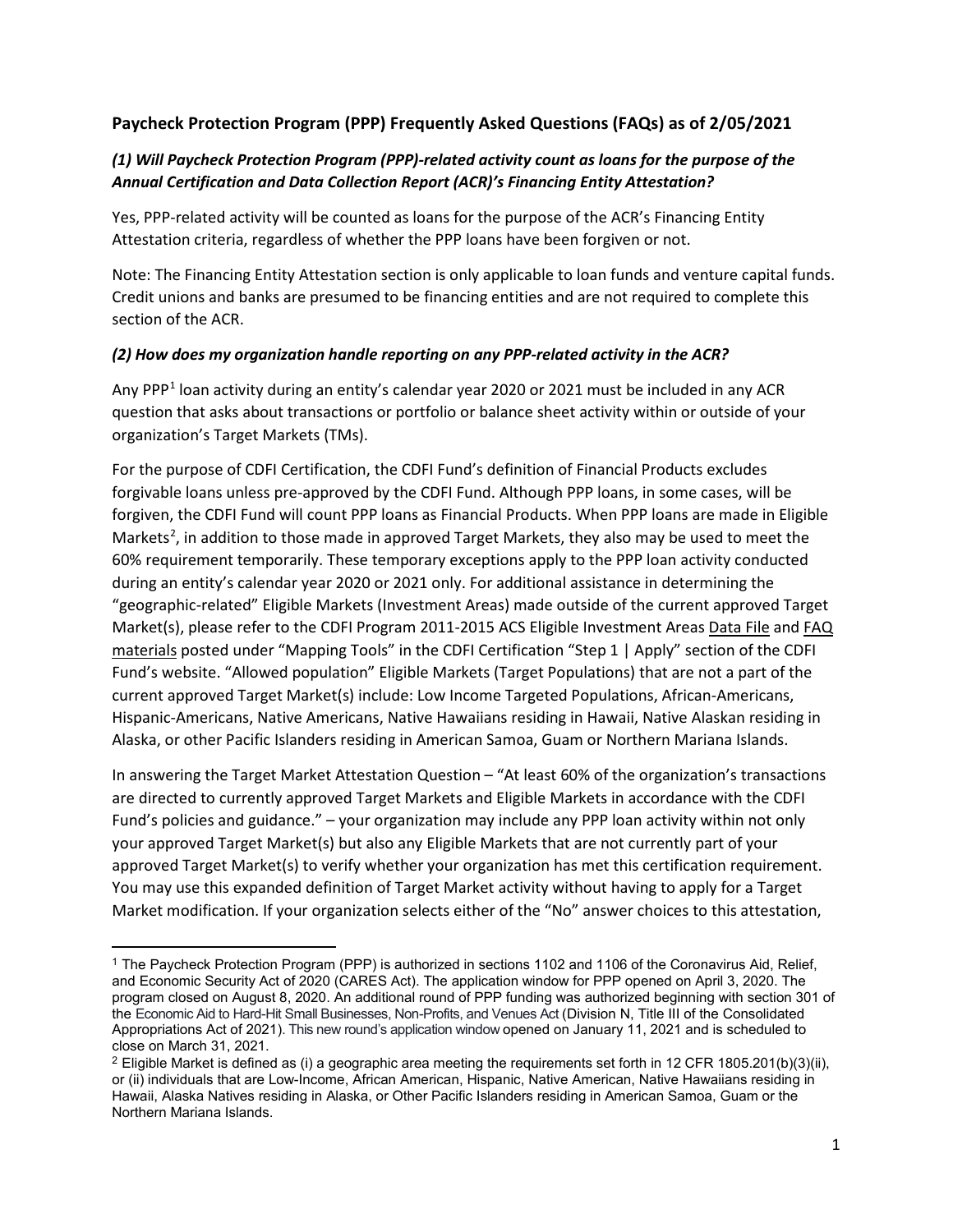## Paycheck Protection Program (PPP) Frequently Asked Questions (FAQs) as of 2/05/2021

### *(1) Will Paycheck Protection Program (PPP)-related activity count as loans for the purpose of the Annual Certification and Data Collection Report (ACR)'s Financing Entity Attestation?*

Yes, PPP-related activity will be counted as loans for the purpose of the ACR's Financing Entity Attestation criteria, regardless of whether the PPP loans have been forgiven or not.

Note: The Financing Entity Attestation section is only applicable to loan funds and venture capital funds. Credit unions and banks are presumed to be financing entities and are not required to complete this section of the ACR.

### *(2) How does my organization handle reporting on any PPP-related activity in the ACR?*

Any PPP[1] loan activity during an entity's calendar year 2020 or 2021 must be included in any ACR question that asks about transactions or portfolio or balance sheet activity within or outside of your organization's Target Markets (TMs).

For the purpose of CDFI Certification, the CDFI Fund's definition of Financial Products excludes forgivable loans unless pre-approved by the CDFI Fund. Although PPP loans, in some cases, will be forgiven, the CDFI Fund will count PPP loans as Financial Products. When PPP loans are made in Eligible Markets[2], in addition to those made in approved Target Markets, they also may be used to meet the 60% requirement temporarily. These temporary exceptions apply to the PPP loan activity conducted during an entity's calendar year 2020 or 2021 only. For additional assistance in determining the "geographic-related" Eligible Markets (Investment Areas) made outside of the current approved Target Market(s), please refer to the CDFI Program 2011-2015 ACS Eligible Investment Areas Data File and FAQ materials posted under "Mapping Tools" in the CDFI Certification "Step 1 | Apply" section of the CDFI Fund's website. "Allowed population" Eligible Markets (Target Populations) that are not a part of the current approved Target Market(s) include: Low Income Targeted Populations, African-Americans, Hispanic-Americans, Native Americans, Native Hawaiians residing in Hawaii, Native Alaskan residing in Alaska, or other Pacific Islanders residing in American Samoa, Guam or Northern Mariana Islands.

In answering the Target Market Attestation Question – "At least 60% of the organization's transactions are directed to currently approved Target Markets and Eligible Markets in accordance with the CDFI Fund's policies and guidance." – your organization may include any PPP loan activity within not only your approved Target Market(s) but also any Eligible Markets that are not currently part of your approved Target Market(s) to verify whether your organization has met this certification requirement. You may use this expanded definition of Target Market activity without having to apply for a Target Market modification. If your organization selects either of the "No" answer choices to this attestation,

---

[1] The Paycheck Protection Program (PPP) is authorized in sections 1102 and 1106 of the Coronavirus Aid, Relief, and Economic Security Act of 2020 (CARES Act). The application window for PPP opened on April 3, 2020. The program closed on August 8, 2020. An additional round of PPP funding was authorized beginning with section 301 of the Economic Aid to Hard-Hit Small Businesses, Non-Profits, and Venues Act (Division N, Title III of the Consolidated Appropriations Act of 2021). This new round's application window opened on January 11, 2021 and is scheduled to close on March 31, 2021.

[2] Eligible Market is defined as (i) a geographic area meeting the requirements set forth in 12 CFR 1805.201(b)(3)(ii), or (ii) individuals that are Low-Income, African American, Hispanic, Native American, Native Hawaiians residing in Hawaii, Alaska Natives residing in Alaska, or Other Pacific Islanders residing in American Samoa, Guam or the Northern Mariana Islands.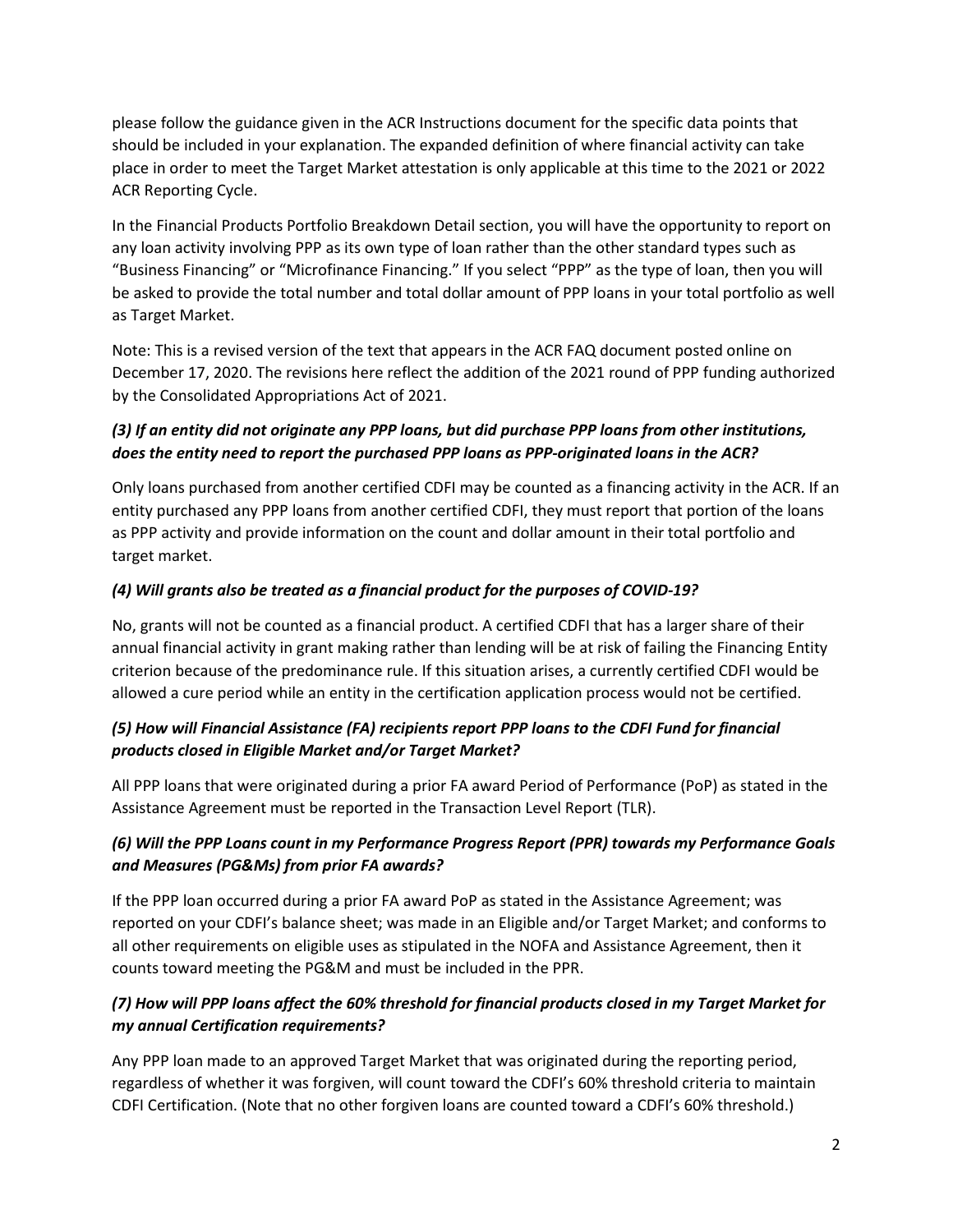please follow the guidance given in the ACR Instructions document for the specific data points that should be included in your explanation. The expanded definition of where financial activity can take place in order to meet the Target Market attestation is only applicable at this time to the 2021 or 2022 ACR Reporting Cycle.

In the Financial Products Portfolio Breakdown Detail section, you will have the opportunity to report on any loan activity involving PPP as its own type of loan rather than the other standard types such as "Business Financing" or "Microfinance Financing." If you select "PPP" as the type of loan, then you will be asked to provide the total number and total dollar amount of PPP loans in your total portfolio as well as Target Market.

Note: This is a revised version of the text that appears in the ACR FAQ document posted online on December 17, 2020. The revisions here reflect the addition of the 2021 round of PPP funding authorized by the Consolidated Appropriations Act of 2021.

### *(3) If an entity did not originate any PPP loans, but did purchase PPP loans from other institutions, does the entity need to report the purchased PPP loans as PPP-originated loans in the ACR?*

Only loans purchased from another certified CDFI may be counted as a financing activity in the ACR. If an entity purchased any PPP loans from another certified CDFI, they must report that portion of the loans as PPP activity and provide information on the count and dollar amount in their total portfolio and target market.

### *(4) Will grants also be treated as a financial product for the purposes of COVID-19?*

No, grants will not be counted as a financial product. A certified CDFI that has a larger share of their annual financial activity in grant making rather than lending will be at risk of failing the Financing Entity criterion because of the predominance rule. If this situation arises, a currently certified CDFI would be allowed a cure period while an entity in the certification application process would not be certified.

### *(5) How will Financial Assistance (FA) recipients report PPP loans to the CDFI Fund for financial products closed in Eligible Market and/or Target Market?*

All PPP loans that were originated during a prior FA award Period of Performance (PoP) as stated in the Assistance Agreement must be reported in the Transaction Level Report (TLR).

### *(6) Will the PPP Loans count in my Performance Progress Report (PPR) towards my Performance Goals and Measures (PG&Ms) from prior FA awards?*

If the PPP loan occurred during a prior FA award PoP as stated in the Assistance Agreement; was reported on your CDFI's balance sheet; was made in an Eligible and/or Target Market; and conforms to all other requirements on eligible uses as stipulated in the NOFA and Assistance Agreement, then it counts toward meeting the PG&M and must be included in the PPR.

### *(7) How will PPP loans affect the 60% threshold for financial products closed in my Target Market for my annual Certification requirements?*

Any PPP loan made to an approved Target Market that was originated during the reporting period, regardless of whether it was forgiven, will count toward the CDFI's 60% threshold criteria to maintain CDFI Certification. (Note that no other forgiven loans are counted toward a CDFI's 60% threshold.)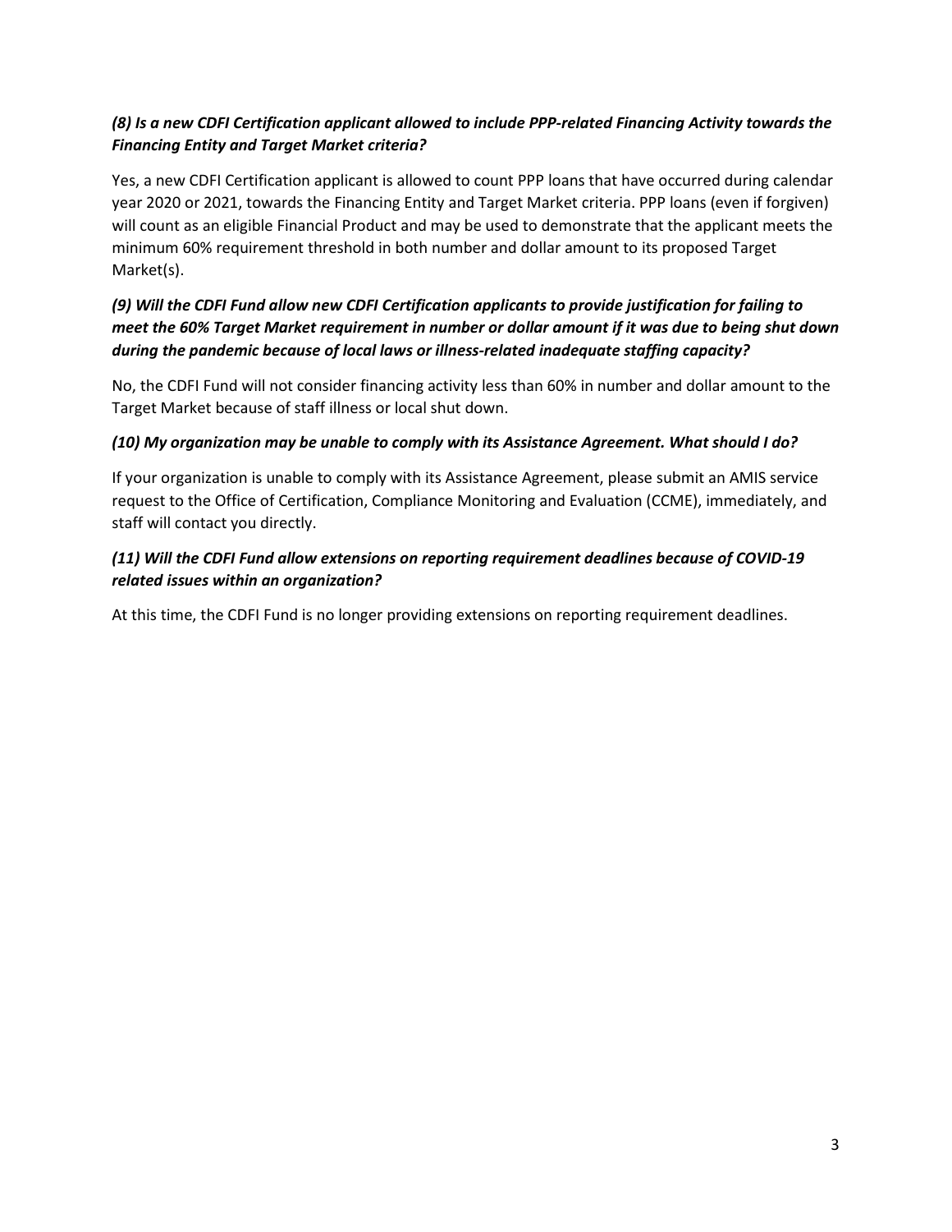***(8) Is a new CDFI Certification applicant allowed to include PPP-related Financing Activity towards the Financing Entity and Target Market criteria?***

Yes, a new CDFI Certification applicant is allowed to count PPP loans that have occurred during calendar year 2020 or 2021, towards the Financing Entity and Target Market criteria. PPP loans (even if forgiven) will count as an eligible Financial Product and may be used to demonstrate that the applicant meets the minimum 60% requirement threshold in both number and dollar amount to its proposed Target Market(s).

***(9) Will the CDFI Fund allow new CDFI Certification applicants to provide justification for failing to meet the 60% Target Market requirement in number or dollar amount if it was due to being shut down during the pandemic because of local laws or illness-related inadequate staffing capacity?***

No, the CDFI Fund will not consider financing activity less than 60% in number and dollar amount to the Target Market because of staff illness or local shut down.

***(10) My organization may be unable to comply with its Assistance Agreement. What should I do?***

If your organization is unable to comply with its Assistance Agreement, please submit an AMIS service request to the Office of Certification, Compliance Monitoring and Evaluation (CCME), immediately, and staff will contact you directly.

***(11) Will the CDFI Fund allow extensions on reporting requirement deadlines because of COVID-19 related issues within an organization?***

At this time, the CDFI Fund is no longer providing extensions on reporting requirement deadlines.